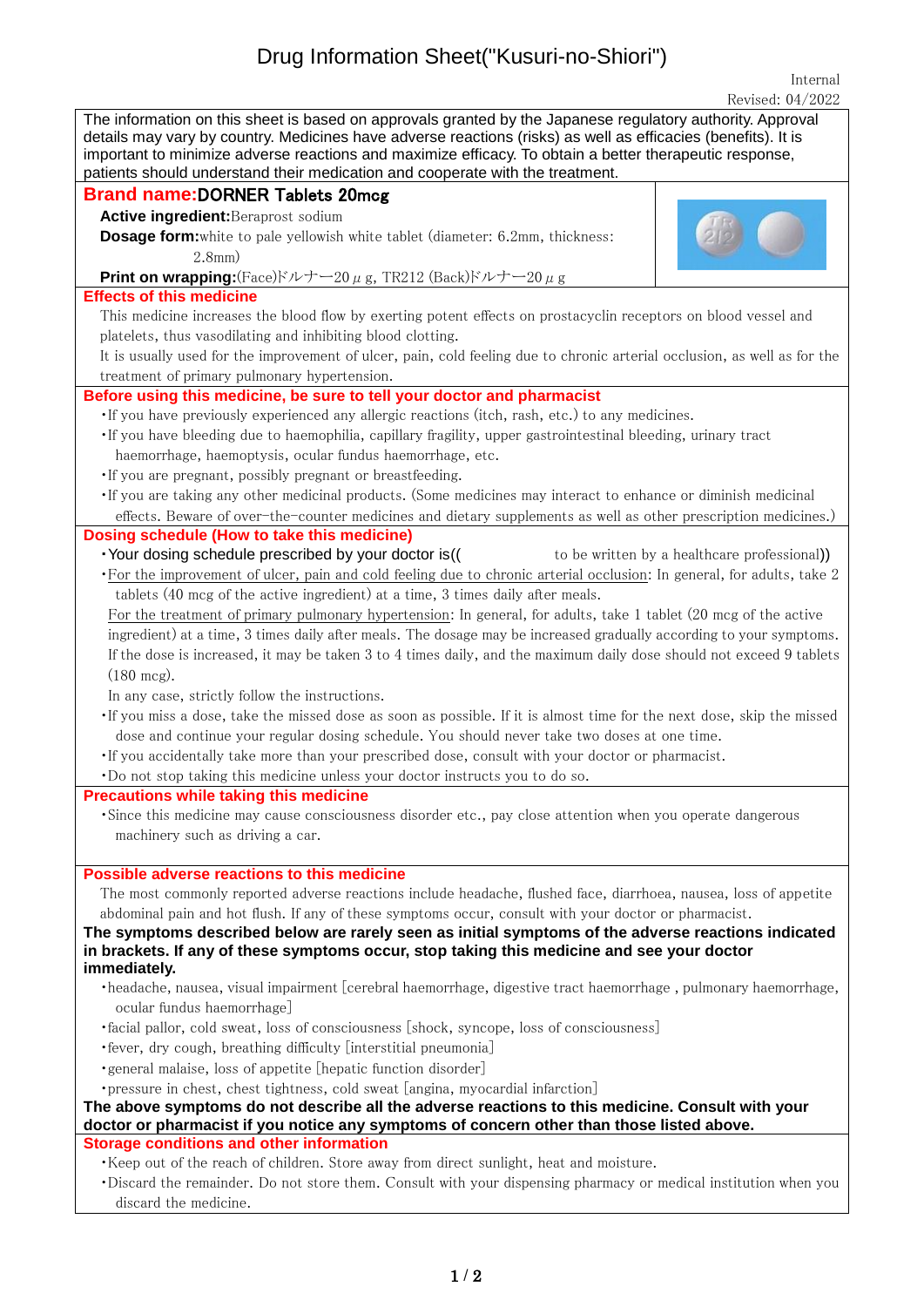# Drug Information Sheet("Kusuri-no-Shiori")

Internal

Revised: 04/2022

The information on this sheet is based on approvals granted by the Japanese regulatory authority. Approval details may vary by country. Medicines have adverse reactions (risks) as well as efficacies (benefits). It is important to minimize adverse reactions and maximize efficacy. To obtain a better therapeutic response, patients should understand their medication and cooperate with the treatment.

## Brand name:DORNER Tablets 20mcg

**Active ingredient:**Beraprost sodium

**Dosage form:**white to pale yellowish white tablet (diameter: 6.2mm, thickness: 2.8mm)

**Print on wrapping:**(Face)ドルナー20μg, TR212 (Back)ドルナー20μg

## Effects of this medicine

This medicine increases the blood flow by exerting potent effects on prostacyclin receptors on blood vessel and platelets, thus vasodilating and inhibiting blood clotting.

It is usually used for the improvement of ulcer, pain, cold feeling due to chronic arterial occlusion, as well as for the treatment of primary pulmonary hypertension.

## Before using this medicine, be sure to tell your doctor and pharmacist

- If you have previously experienced any allergic reactions (itch, rash, etc.) to any medicines.
- If you have bleeding due to haemophilia, capillary fragility, upper gastrointestinal bleeding, urinary tract haemorrhage, haemoptysis, ocular fundus haemorrhage, etc.
- If you are pregnant, possibly pregnant or breastfeeding.
- If you are taking any other medicinal products. (Some medicines may interact to enhance or diminish medicinal effects. Beware of over-the-counter medicines and dietary supplements as well as other prescription medicines.)

## Dosing schedule (How to take this medicine)

- Your dosing schedule prescribed by your doctor is(( to be written by a healthcare professional))
- For the improvement of ulcer, pain and cold feeling due to chronic arterial occlusion: In general, for adults, take 2 tablets (40 mcg of the active ingredient) at a time, 3 times daily after meals.

  For the treatment of primary pulmonary hypertension: In general, for adults, take 1 tablet (20 mcg of the active ingredient) at a time, 3 times daily after meals. The dosage may be increased gradually according to your symptoms. If the dose is increased, it may be taken 3 to 4 times daily, and the maximum daily dose should not exceed 9 tablets (180 mcg).

  In any case, strictly follow the instructions.
- If you miss a dose, take the missed dose as soon as possible. If it is almost time for the next dose, skip the missed dose and continue your regular dosing schedule. You should never take two doses at one time.
- If you accidentally take more than your prescribed dose, consult with your doctor or pharmacist.
- Do not stop taking this medicine unless your doctor instructs you to do so.

## Precautions while taking this medicine

- Since this medicine may cause consciousness disorder etc., pay close attention when you operate dangerous machinery such as driving a car.

## Possible adverse reactions to this medicine

The most commonly reported adverse reactions include headache, flushed face, diarrhoea, nausea, loss of appetite abdominal pain and hot flush. If any of these symptoms occur, consult with your doctor or pharmacist.

**The symptoms described below are rarely seen as initial symptoms of the adverse reactions indicated in brackets. If any of these symptoms occur, stop taking this medicine and see your doctor immediately.**

- headache, nausea, visual impairment [cerebral haemorrhage, digestive tract haemorrhage , pulmonary haemorrhage, ocular fundus haemorrhage]
- facial pallor, cold sweat, loss of consciousness [shock, syncope, loss of consciousness]
- fever, dry cough, breathing difficulty [interstitial pneumonia]
- general malaise, loss of appetite [hepatic function disorder]
- pressure in chest, chest tightness, cold sweat [angina, myocardial infarction]

**The above symptoms do not describe all the adverse reactions to this medicine. Consult with your doctor or pharmacist if you notice any symptoms of concern other than those listed above.**

## Storage conditions and other information

- Keep out of the reach of children. Store away from direct sunlight, heat and moisture.
- Discard the remainder. Do not store them. Consult with your dispensing pharmacy or medical institution when you discard the medicine.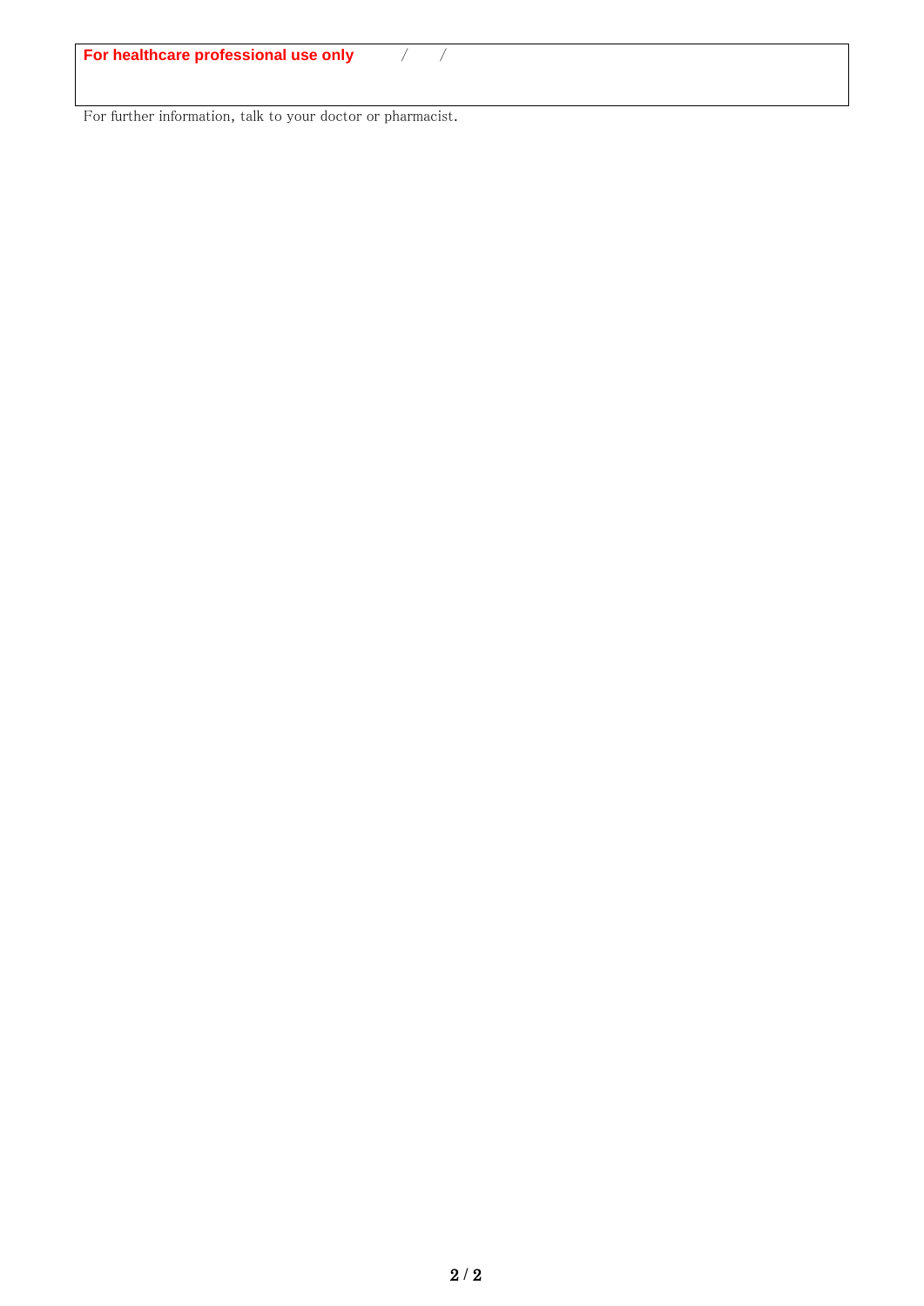**For healthcare professional use only**　　/　　/

For further information, talk to your doctor or pharmacist.